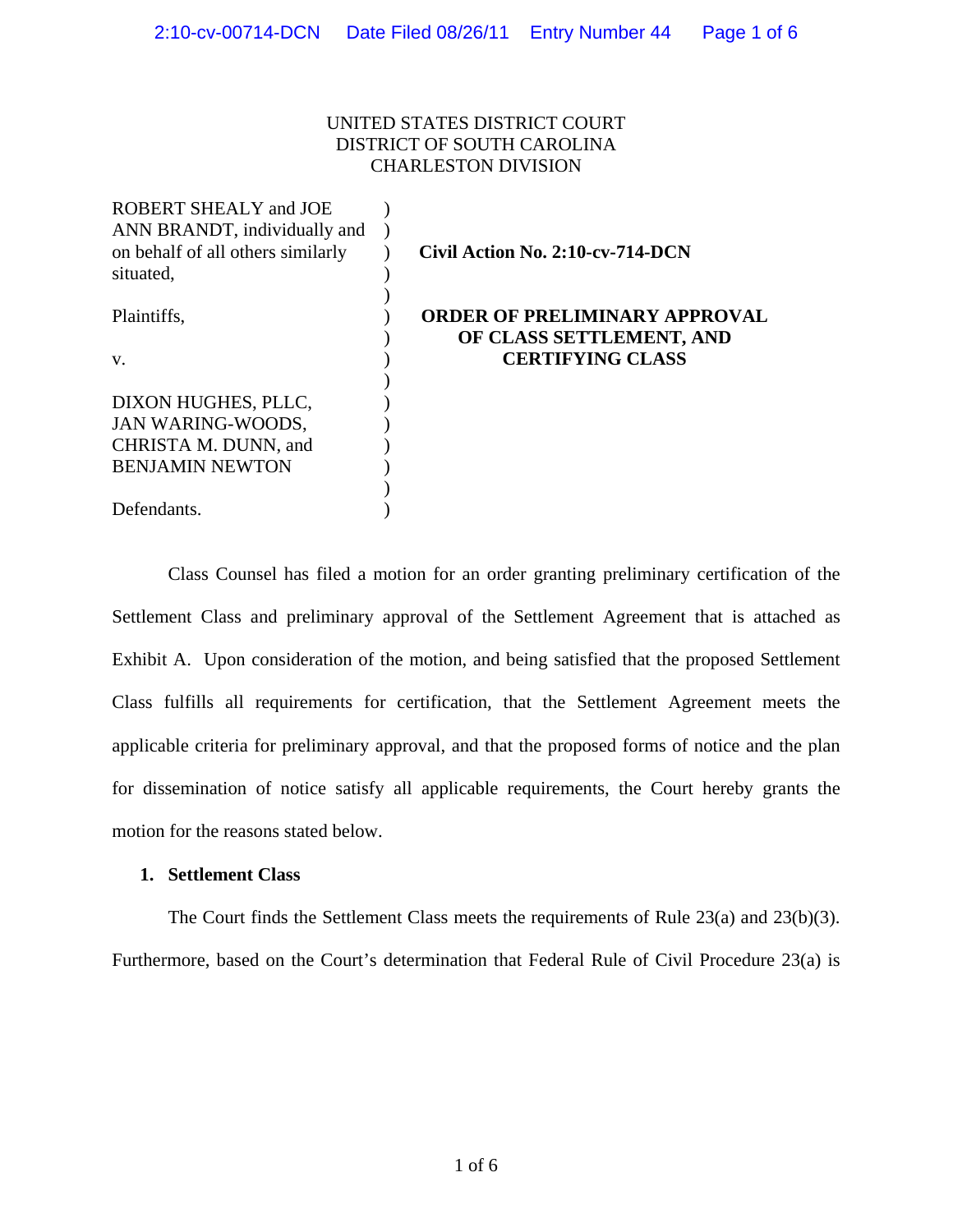UNITED STATES DISTRICT COURT
DISTRICT OF SOUTH CAROLINA
CHARLESTON DIVISION

ROBERT SHEALY and JOE ANN BRANDT, individually and on behalf of all others similarly situated,

Plaintiffs,

v.

DIXON HUGHES, PLLC, JAN WARING-WOODS, CHRISTA M. DUNN, and BENJAMIN NEWTON

Defendants.

**Civil Action No. 2:10-cv-714-DCN**

**ORDER OF PRELIMINARY APPROVAL OF CLASS SETTLEMENT, AND CERTIFYING CLASS**

Class Counsel has filed a motion for an order granting preliminary certification of the Settlement Class and preliminary approval of the Settlement Agreement that is attached as Exhibit A. Upon consideration of the motion, and being satisfied that the proposed Settlement Class fulfills all requirements for certification, that the Settlement Agreement meets the applicable criteria for preliminary approval, and that the proposed forms of notice and the plan for dissemination of notice satisfy all applicable requirements, the Court hereby grants the motion for the reasons stated below.

**1. Settlement Class**

The Court finds the Settlement Class meets the requirements of Rule 23(a) and 23(b)(3). Furthermore, based on the Court's determination that Federal Rule of Civil Procedure 23(a) is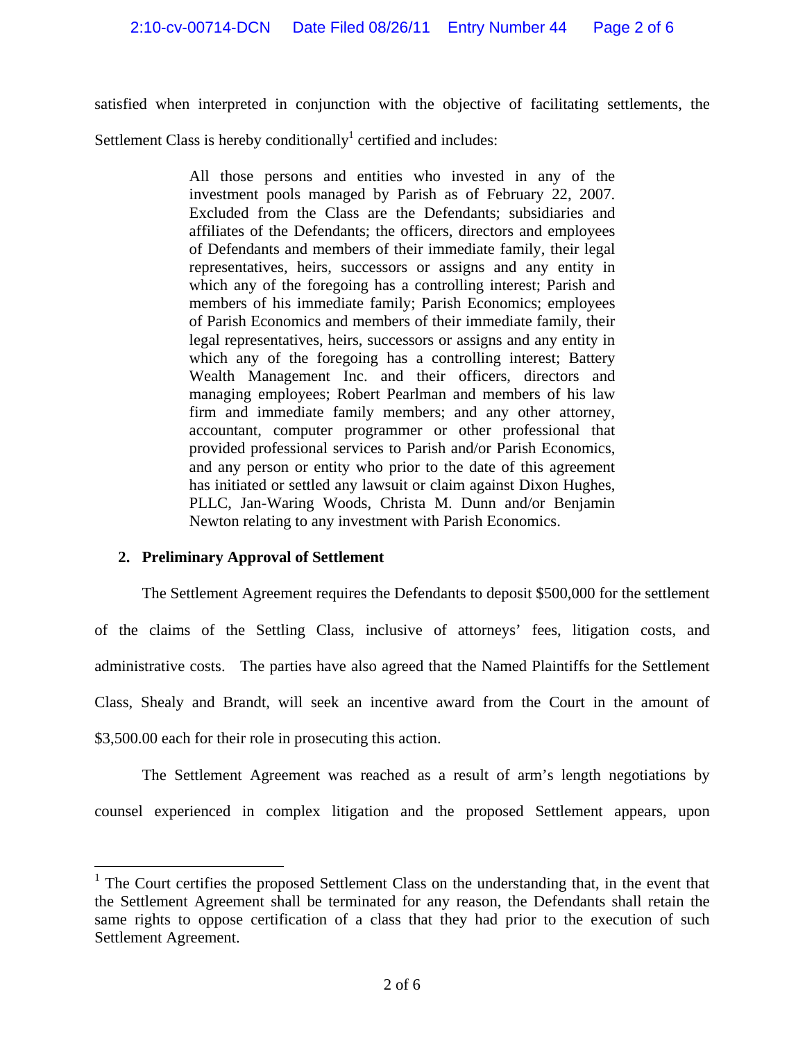satisfied when interpreted in conjunction with the objective of facilitating settlements, the Settlement Class is hereby conditionally[1] certified and includes:

> All those persons and entities who invested in any of the investment pools managed by Parish as of February 22, 2007. Excluded from the Class are the Defendants; subsidiaries and affiliates of the Defendants; the officers, directors and employees of Defendants and members of their immediate family, their legal representatives, heirs, successors or assigns and any entity in which any of the foregoing has a controlling interest; Parish and members of his immediate family; Parish Economics; employees of Parish Economics and members of their immediate family, their legal representatives, heirs, successors or assigns and any entity in which any of the foregoing has a controlling interest; Battery Wealth Management Inc. and their officers, directors and managing employees; Robert Pearlman and members of his law firm and immediate family members; and any other attorney, accountant, computer programmer or other professional that provided professional services to Parish and/or Parish Economics, and any person or entity who prior to the date of this agreement has initiated or settled any lawsuit or claim against Dixon Hughes, PLLC, Jan-Waring Woods, Christa M. Dunn and/or Benjamin Newton relating to any investment with Parish Economics.

**2. Preliminary Approval of Settlement**

The Settlement Agreement requires the Defendants to deposit $500,000 for the settlement of the claims of the Settling Class, inclusive of attorneys' fees, litigation costs, and administrative costs. The parties have also agreed that the Named Plaintiffs for the Settlement Class, Shealy and Brandt, will seek an incentive award from the Court in the amount of $3,500.00 each for their role in prosecuting this action.

The Settlement Agreement was reached as a result of arm's length negotiations by counsel experienced in complex litigation and the proposed Settlement appears, upon

---

[1] The Court certifies the proposed Settlement Class on the understanding that, in the event that the Settlement Agreement shall be terminated for any reason, the Defendants shall retain the same rights to oppose certification of a class that they had prior to the execution of such Settlement Agreement.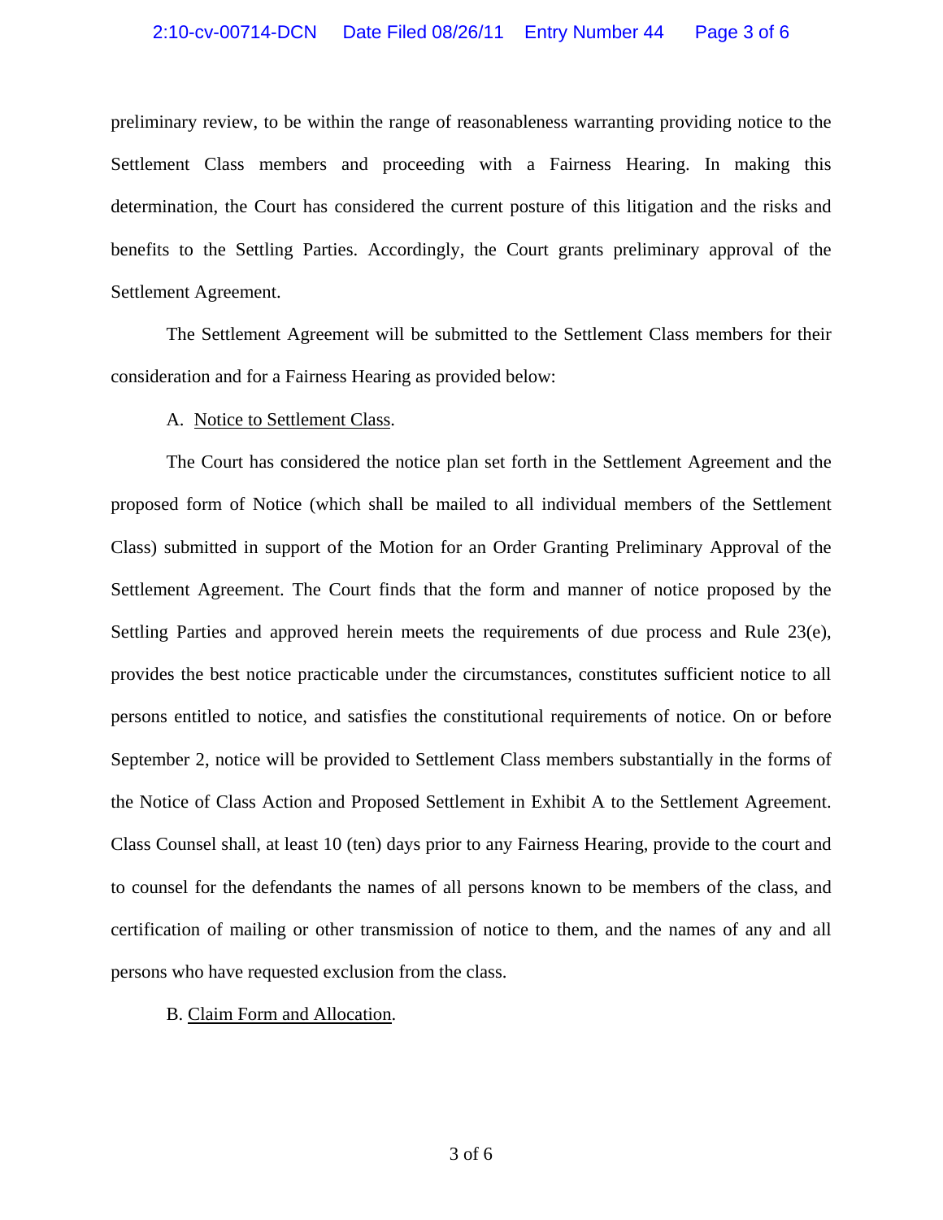preliminary review, to be within the range of reasonableness warranting providing notice to the Settlement Class members and proceeding with a Fairness Hearing. In making this determination, the Court has considered the current posture of this litigation and the risks and benefits to the Settling Parties. Accordingly, the Court grants preliminary approval of the Settlement Agreement.

The Settlement Agreement will be submitted to the Settlement Class members for their consideration and for a Fairness Hearing as provided below:

A. Notice to Settlement Class.

The Court has considered the notice plan set forth in the Settlement Agreement and the proposed form of Notice (which shall be mailed to all individual members of the Settlement Class) submitted in support of the Motion for an Order Granting Preliminary Approval of the Settlement Agreement. The Court finds that the form and manner of notice proposed by the Settling Parties and approved herein meets the requirements of due process and Rule 23(e), provides the best notice practicable under the circumstances, constitutes sufficient notice to all persons entitled to notice, and satisfies the constitutional requirements of notice. On or before September 2, notice will be provided to Settlement Class members substantially in the forms of the Notice of Class Action and Proposed Settlement in Exhibit A to the Settlement Agreement. Class Counsel shall, at least 10 (ten) days prior to any Fairness Hearing, provide to the court and to counsel for the defendants the names of all persons known to be members of the class, and certification of mailing or other transmission of notice to them, and the names of any and all persons who have requested exclusion from the class.

B. Claim Form and Allocation.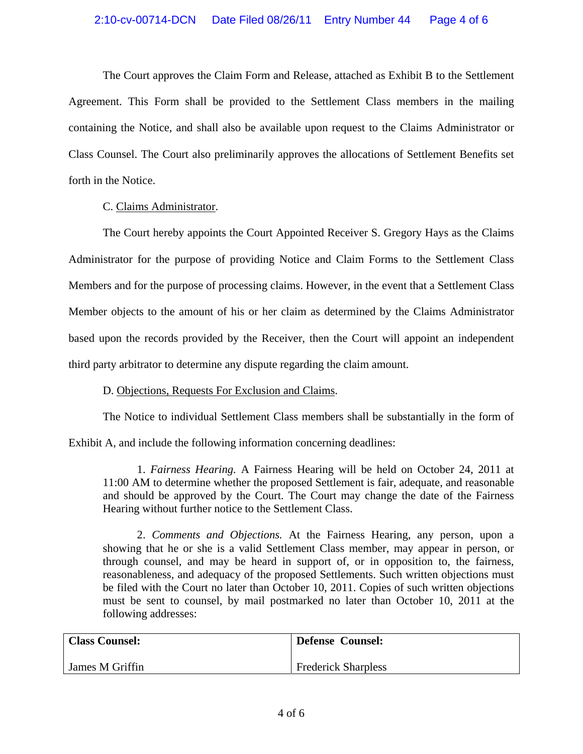The Court approves the Claim Form and Release, attached as Exhibit B to the Settlement Agreement. This Form shall be provided to the Settlement Class members in the mailing containing the Notice, and shall also be available upon request to the Claims Administrator or Class Counsel. The Court also preliminarily approves the allocations of Settlement Benefits set forth in the Notice.

C. Claims Administrator.

The Court hereby appoints the Court Appointed Receiver S. Gregory Hays as the Claims Administrator for the purpose of providing Notice and Claim Forms to the Settlement Class Members and for the purpose of processing claims. However, in the event that a Settlement Class Member objects to the amount of his or her claim as determined by the Claims Administrator based upon the records provided by the Receiver, then the Court will appoint an independent third party arbitrator to determine any dispute regarding the claim amount.

D. Objections, Requests For Exclusion and Claims.

The Notice to individual Settlement Class members shall be substantially in the form of Exhibit A, and include the following information concerning deadlines:

> 1. *Fairness Hearing.* A Fairness Hearing will be held on October 24, 2011 at 11:00 AM to determine whether the proposed Settlement is fair, adequate, and reasonable and should be approved by the Court. The Court may change the date of the Fairness Hearing without further notice to the Settlement Class.
>
> 2. *Comments and Objections.* At the Fairness Hearing, any person, upon a showing that he or she is a valid Settlement Class member, may appear in person, or through counsel, and may be heard in support of, or in opposition to, the fairness, reasonableness, and adequacy of the proposed Settlements. Such written objections must be filed with the Court no later than October 10, 2011. Copies of such written objections must be sent to counsel, by mail postmarked no later than October 10, 2011 at the following addresses:

| **Class Counsel:** | **Defense Counsel:** |
|---|---|
| James M Griffin | Frederick Sharpless |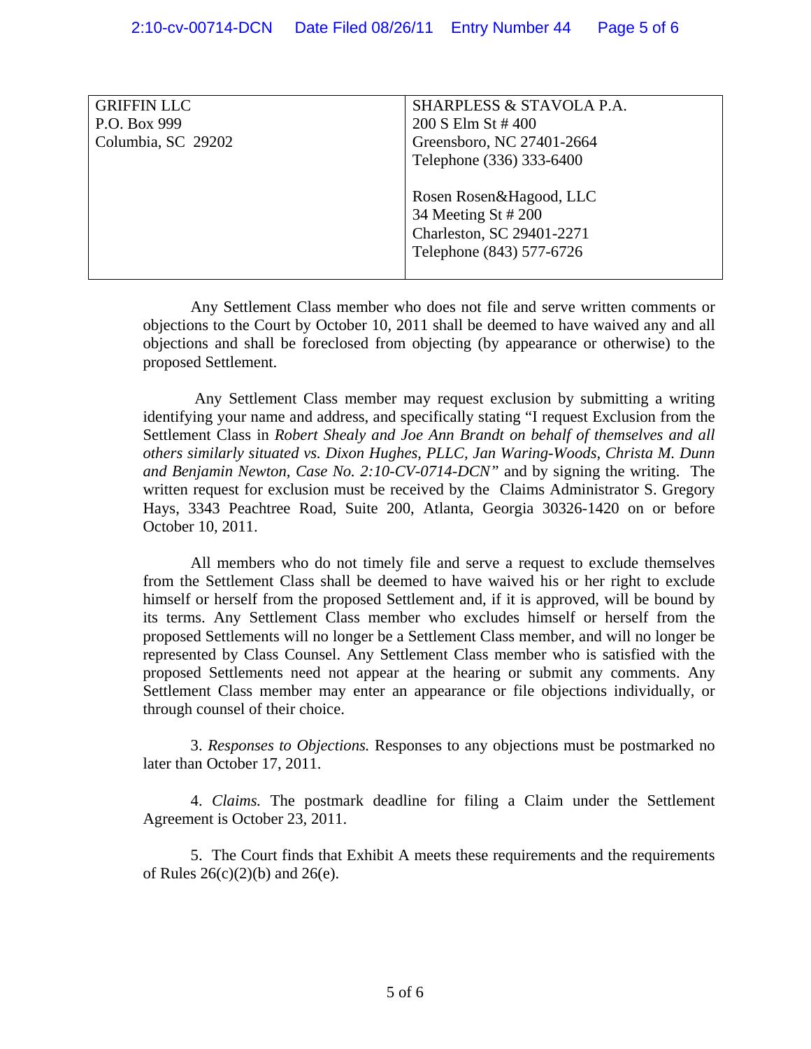| GRIFFIN LLC<br>P.O. Box 999<br>Columbia, SC 29202 | SHARPLESS & STAVOLA P.A.<br>200 S Elm St # 400<br>Greensboro, NC 27401-2664<br>Telephone (336) 333-6400<br><br>Rosen Rosen&Hagood, LLC<br>34 Meeting St # 200<br>Charleston, SC 29401-2271<br>Telephone (843) 577-6726 |
|---|---|

Any Settlement Class member who does not file and serve written comments or objections to the Court by October 10, 2011 shall be deemed to have waived any and all objections and shall be foreclosed from objecting (by appearance or otherwise) to the proposed Settlement.

Any Settlement Class member may request exclusion by submitting a writing identifying your name and address, and specifically stating "I request Exclusion from the Settlement Class in *Robert Shealy and Joe Ann Brandt on behalf of themselves and all others similarly situated vs. Dixon Hughes, PLLC, Jan Waring-Woods, Christa M. Dunn and Benjamin Newton, Case No. 2:10-CV-0714-DCN"* and by signing the writing. The written request for exclusion must be received by the Claims Administrator S. Gregory Hays, 3343 Peachtree Road, Suite 200, Atlanta, Georgia 30326-1420 on or before October 10, 2011.

All members who do not timely file and serve a request to exclude themselves from the Settlement Class shall be deemed to have waived his or her right to exclude himself or herself from the proposed Settlement and, if it is approved, will be bound by its terms. Any Settlement Class member who excludes himself or herself from the proposed Settlements will no longer be a Settlement Class member, and will no longer be represented by Class Counsel. Any Settlement Class member who is satisfied with the proposed Settlements need not appear at the hearing or submit any comments. Any Settlement Class member may enter an appearance or file objections individually, or through counsel of their choice.

3. *Responses to Objections.* Responses to any objections must be postmarked no later than October 17, 2011.

4. *Claims.* The postmark deadline for filing a Claim under the Settlement Agreement is October 23, 2011.

5. The Court finds that Exhibit A meets these requirements and the requirements of Rules 26(c)(2)(b) and 26(e).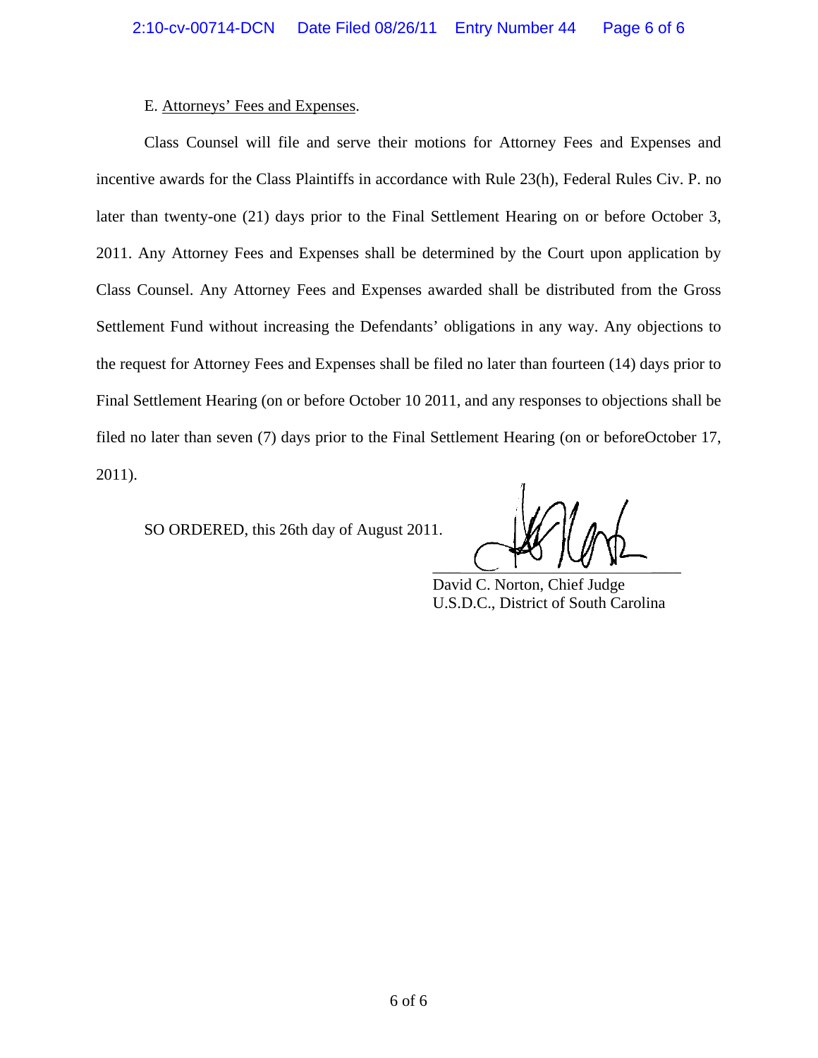E. Attorneys' Fees and Expenses.

Class Counsel will file and serve their motions for Attorney Fees and Expenses and incentive awards for the Class Plaintiffs in accordance with Rule 23(h), Federal Rules Civ. P. no later than twenty-one (21) days prior to the Final Settlement Hearing on or before October 3, 2011. Any Attorney Fees and Expenses shall be determined by the Court upon application by Class Counsel. Any Attorney Fees and Expenses awarded shall be distributed from the Gross Settlement Fund without increasing the Defendants' obligations in any way. Any objections to the request for Attorney Fees and Expenses shall be filed no later than fourteen (14) days prior to Final Settlement Hearing (on or before October 10 2011, and any responses to objections shall be filed no later than seven (7) days prior to the Final Settlement Hearing (on or beforeOctober 17, 2011).

SO ORDERED, this 26th day of August 2011.

David C. Norton, Chief Judge
U.S.D.C., District of South Carolina